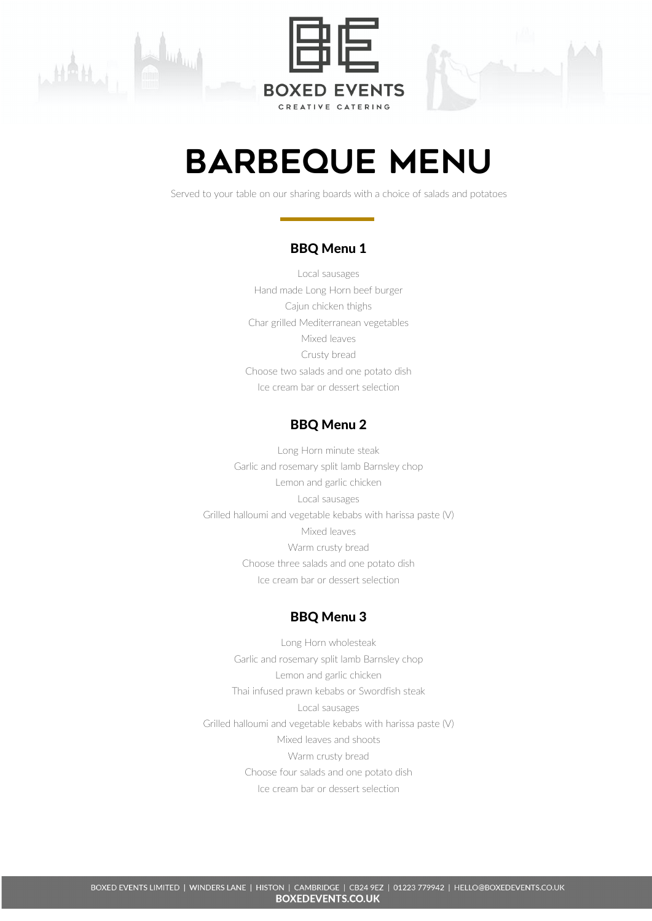BOXED EVENTS

CREATIVE CATERING

# BARBEQUE MENU

Served to your table on our sharing boards with a choice of salads and potatoes

## BBQ Menu 1

Local sausages
Hand made Long Horn beef burger
Cajun chicken thighs
Char grilled Mediterranean vegetables
Mixed leaves
Crusty bread
Choose two salads and one potato dish
Ice cream bar or dessert selection

## BBQ Menu 2

Long Horn minute steak
Garlic and rosemary split lamb Barnsley chop
Lemon and garlic chicken
Local sausages
Grilled halloumi and vegetable kebabs with harissa paste (V)
Mixed leaves
Warm crusty bread
Choose three salads and one potato dish
Ice cream bar or dessert selection

## BBQ Menu 3

Long Horn wholesteak
Garlic and rosemary split lamb Barnsley chop
Lemon and garlic chicken
Thai infused prawn kebabs or Swordfish steak
Local sausages
Grilled halloumi and vegetable kebabs with harissa paste (V)
Mixed leaves and shoots
Warm crusty bread
Choose four salads and one potato dish
Ice cream bar or dessert selection

BOXED EVENTS LIMITED | WINDERS LANE | HISTON | CAMBRIDGE | CB24 9EZ | 01223 779942 | HELLO@BOXEDEVENTS.CO.UK
**BOXEDEVENTS.CO.UK**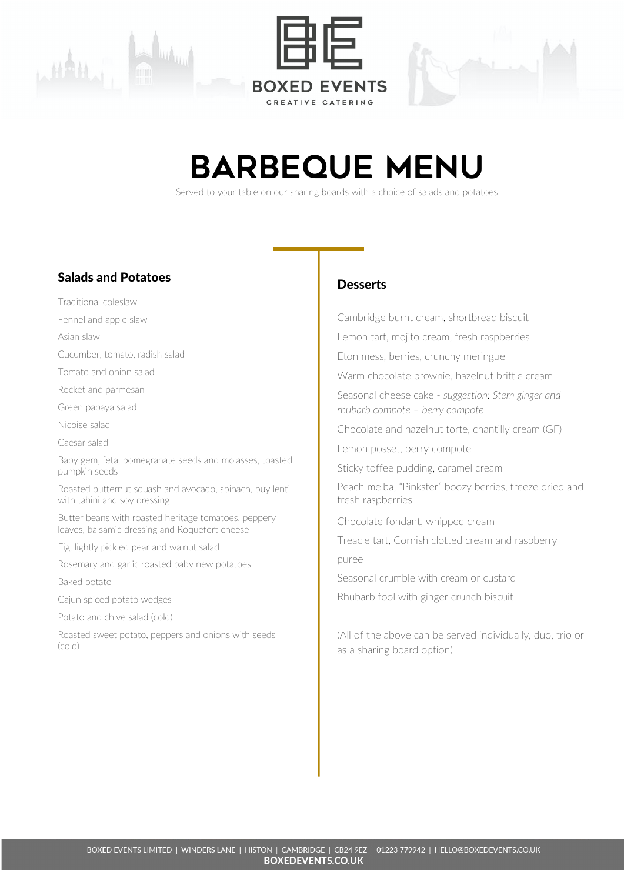# BARBEQUE MENU

Served to your table on our sharing boards with a choice of salads and potatoes

## Salads and Potatoes

Traditional coleslaw

Fennel and apple slaw

Asian slaw

Cucumber, tomato, radish salad

Tomato and onion salad

Rocket and parmesan

Green papaya salad

Nicoise salad

Caesar salad

Baby gem, feta, pomegranate seeds and molasses, toasted pumpkin seeds

Roasted butternut squash and avocado, spinach, puy lentil with tahini and soy dressing

Butter beans with roasted heritage tomatoes, peppery leaves, balsamic dressing and Roquefort cheese

Fig, lightly pickled pear and walnut salad

Rosemary and garlic roasted baby new potatoes

Baked potato

Cajun spiced potato wedges

Potato and chive salad (cold)

Roasted sweet potato, peppers and onions with seeds (cold)

## Desserts

Cambridge burnt cream, shortbread biscuit

Lemon tart, mojito cream, fresh raspberries

Eton mess, berries, crunchy meringue

Warm chocolate brownie, hazelnut brittle cream

Seasonal cheese cake - *suggestion: Stem ginger and rhubarb compote – berry compote*

Chocolate and hazelnut torte, chantilly cream (GF)

Lemon posset, berry compote

Sticky toffee pudding, caramel cream

Peach melba, "Pinkster" boozy berries, freeze dried and fresh raspberries

Chocolate fondant, whipped cream

Treacle tart, Cornish clotted cream and raspberry puree

Seasonal crumble with cream or custard

Rhubarb fool with ginger crunch biscuit

(All of the above can be served individually, duo, trio or as a sharing board option)